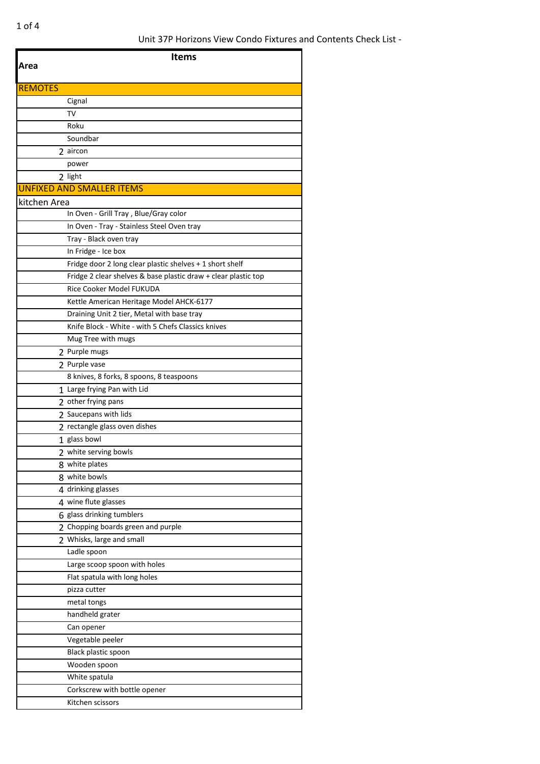Unit 37P Horizons View Condo Fixtures and Contents Check List -

| Area | | Items |
|---|---|---|
| **REMOTES** | | |
| | | Cignal |
| | | TV |
| | | Roku |
| | | Soundbar |
| | 2 | aircon |
| | | power |
| | 2 | light |
| **UNFIXED AND SMALLER ITEMS** | | |
| kitchen Area | | |
| | | In Oven - Grill Tray , Blue/Gray color |
| | | In Oven - Tray - Stainless Steel Oven tray |
| | | Tray - Black oven tray |
| | | In Fridge - Ice box |
| | | Fridge door 2 long clear plastic shelves + 1 short shelf |
| | | Fridge 2 clear shelves & base plastic draw + clear plastic top |
| | | Rice Cooker Model FUKUDA |
| | | Kettle American Heritage Model AHCK-6177 |
| | | Draining Unit 2 tier, Metal with base tray |
| | | Knife Block - White - with 5 Chefs Classics knives |
| | | Mug Tree with mugs |
| | 2 | Purple mugs |
| | 2 | Purple vase |
| | | 8 knives, 8 forks, 8 spoons, 8 teaspoons |
| | 1 | Large frying Pan with Lid |
| | 2 | other frying pans |
| | 2 | Saucepans with lids |
| | 2 | rectangle glass oven dishes |
| | 1 | glass bowl |
| | 2 | white serving bowls |
| | 8 | white plates |
| | 8 | white bowls |
| | 4 | drinking glasses |
| | 4 | wine flute glasses |
| | 6 | glass drinking tumblers |
| | 2 | Chopping boards green and purple |
| | 2 | Whisks, large and small |
| | | Ladle spoon |
| | | Large scoop spoon with holes |
| | | Flat spatula with long holes |
| | | pizza cutter |
| | | metal tongs |
| | | handheld grater |
| | | Can opener |
| | | Vegetable peeler |
| | | Black plastic spoon |
| | | Wooden spoon |
| | | White spatula |
| | | Corkscrew with bottle opener |
| | | Kitchen scissors |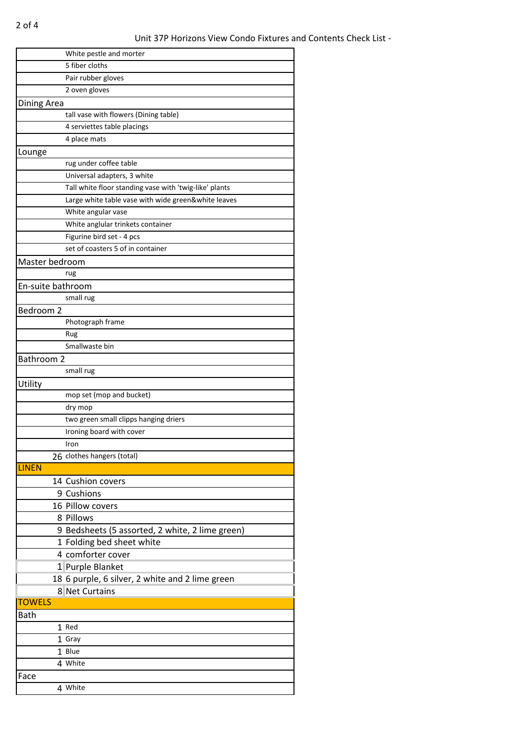Unit 37P Horizons View Condo Fixtures and Contents Check List -

| Qty | Item |
|---|---|
| | White pestle and morter |
| | 5 fiber cloths |
| | Pair rubber gloves |
| | 2 oven gloves |
| **Dining Area** | |
| | tall vase with flowers (Dining table) |
| | 4 serviettes table placings |
| | 4 place mats |
| **Lounge** | |
| | rug under coffee table |
| | Universal adapters, 3 white |
| | Tall white floor standing vase with 'twig-like' plants |
| | Large white table vase with wide green&white leaves |
| | White angular vase |
| | White anglular trinkets container |
| | Figurine bird set - 4 pcs |
| | set of coasters 5 of in container |
| **Master bedroom** | |
| | rug |
| **En-suite bathroom** | |
| | small rug |
| **Bedroom 2** | |
| | Photograph frame |
| | Rug |
| | Smallwaste bin |
| **Bathroom 2** | |
| | small rug |
| **Utility** | |
| | mop set (mop and bucket) |
| | dry mop |
| | two green small clipps hanging driers |
| | Ironing board with cover |
| | Iron |
| 26 | clothes hangers (total) |
| **LINEN** | |
| 14 | Cushion covers |
| 9 | Cushions |
| 16 | Pillow covers |
| 8 | Pillows |
| 9 | Bedsheets (5 assorted, 2 white, 2 lime green) |
| 1 | Folding bed sheet white |
| 4 | comforter cover |
| 1 | Purple Blanket |
| 18 | 6 purple, 6 silver, 2 white and 2 lime green |
| 8 | Net Curtains |
| **TOWELS** | |
| **Bath** | |
| 1 | Red |
| 1 | Gray |
| 1 | Blue |
| 4 | White |
| **Face** | |
| 4 | White |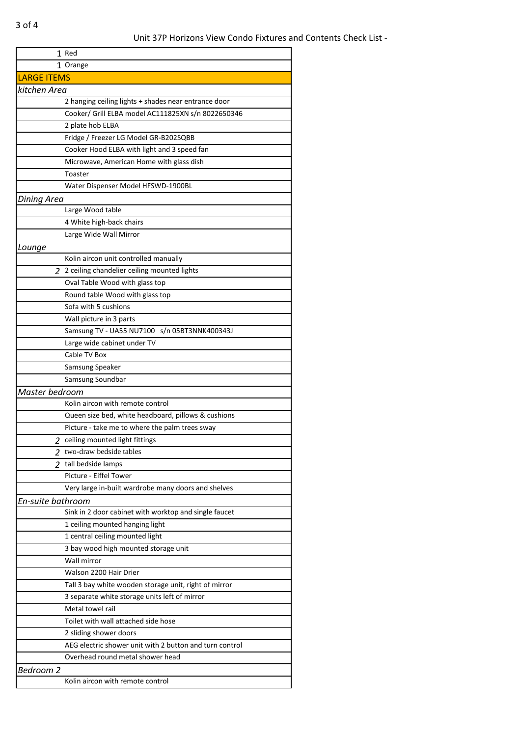Unit 37P Horizons View Condo Fixtures and Contents Check List -

| | |
|---|---|
| 1 | Red |
| 1 | Orange |
| **LARGE ITEMS** | |
| *kitchen Area* | |
| | 2 hanging ceiling lights + shades near entrance door |
| | Cooker/ Grill ELBA model AC111825XN s/n 8022650346 |
| | 2 plate hob ELBA |
| | Fridge / Freezer LG Model GR-B202SQBB |
| | Cooker Hood ELBA with light and 3 speed fan |
| | Microwave, American Home with glass dish |
| | Toaster |
| | Water Dispenser Model HFSWD-1900BL |
| *Dining Area* | |
| | Large Wood table |
| | 4 White high-back chairs |
| | Large Wide Wall Mirror |
| *Lounge* | |
| | Kolin aircon unit controlled manually |
| 2 | 2 ceiling chandelier ceiling mounted lights |
| | Oval Table Wood with glass top |
| | Round table Wood with glass top |
| | Sofa with 5 cushions |
| | Wall picture in 3 parts |
| | Samsung TV - UA55 NU7100 s/n 05BT3NNK400343J |
| | Large wide cabinet under TV |
| | Cable TV Box |
| | Samsung Speaker |
| | Samsung Soundbar |
| *Master bedroom* | |
| | Kolin aircon with remote control |
| | Queen size bed, white headboard, pillows & cushions |
| | Picture - take me to where the palm trees sway |
| 2 | ceiling mounted light fittings |
| 2 | two-draw bedside tables |
| 2 | tall bedside lamps |
| | Picture - Eiffel Tower |
| | Very large in-built wardrobe many doors and shelves |
| *En-suite bathroom* | |
| | Sink in 2 door cabinet with worktop and single faucet |
| | 1 ceiling mounted hanging light |
| | 1 central ceiling mounted light |
| | 3 bay wood high mounted storage unit |
| | Wall mirror |
| | Walson 2200 Hair Drier |
| | Tall 3 bay white wooden storage unit, right of mirror |
| | 3 separate white storage units left of mirror |
| | Metal towel rail |
| | Toilet with wall attached side hose |
| | 2 sliding shower doors |
| | AEG electric shower unit with 2 button and turn control |
| | Overhead round metal shower head |
| *Bedroom 2* | |
| | Kolin aircon with remote control |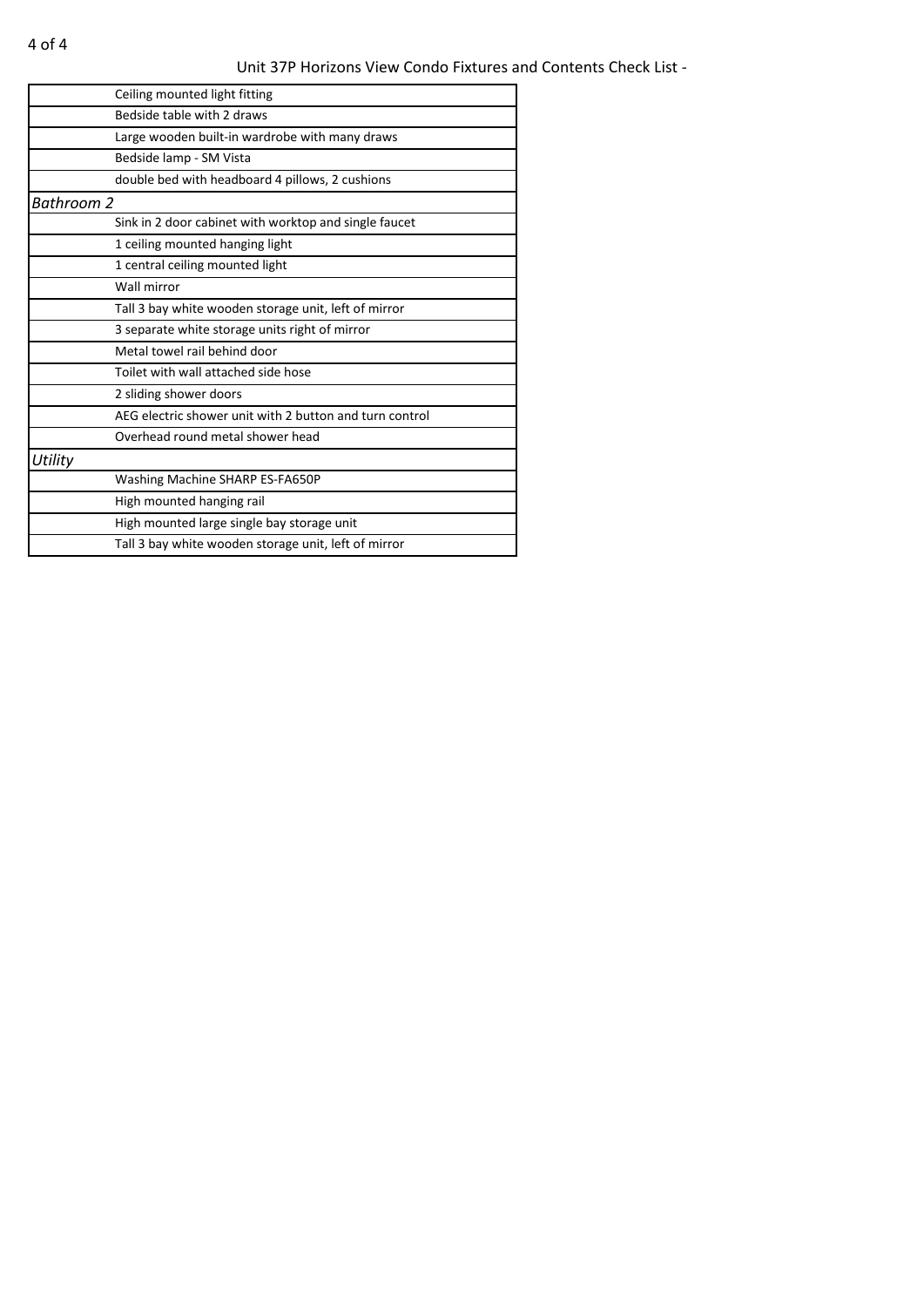Unit 37P Horizons View Condo Fixtures and Contents Check List -

| | |
|---|---|
| | Ceiling mounted light fitting |
| | Bedside table with 2 draws |
| | Large wooden built-in wardrobe with many draws |
| | Bedside lamp - SM Vista |
| | double bed with headboard 4 pillows, 2 cushions |
| *Bathroom 2* | |
| | Sink in 2 door cabinet with worktop and single faucet |
| | 1 ceiling mounted hanging light |
| | 1 central ceiling mounted light |
| | Wall mirror |
| | Tall 3 bay white wooden storage unit, left of mirror |
| | 3 separate white storage units right of mirror |
| | Metal towel rail behind door |
| | Toilet with wall attached side hose |
| | 2 sliding shower doors |
| | AEG electric shower unit with 2 button and turn control |
| | Overhead round metal shower head |
| *Utility* | |
| | Washing Machine SHARP ES-FA650P |
| | High mounted hanging rail |
| | High mounted large single bay storage unit |
| | Tall 3 bay white wooden storage unit, left of mirror |